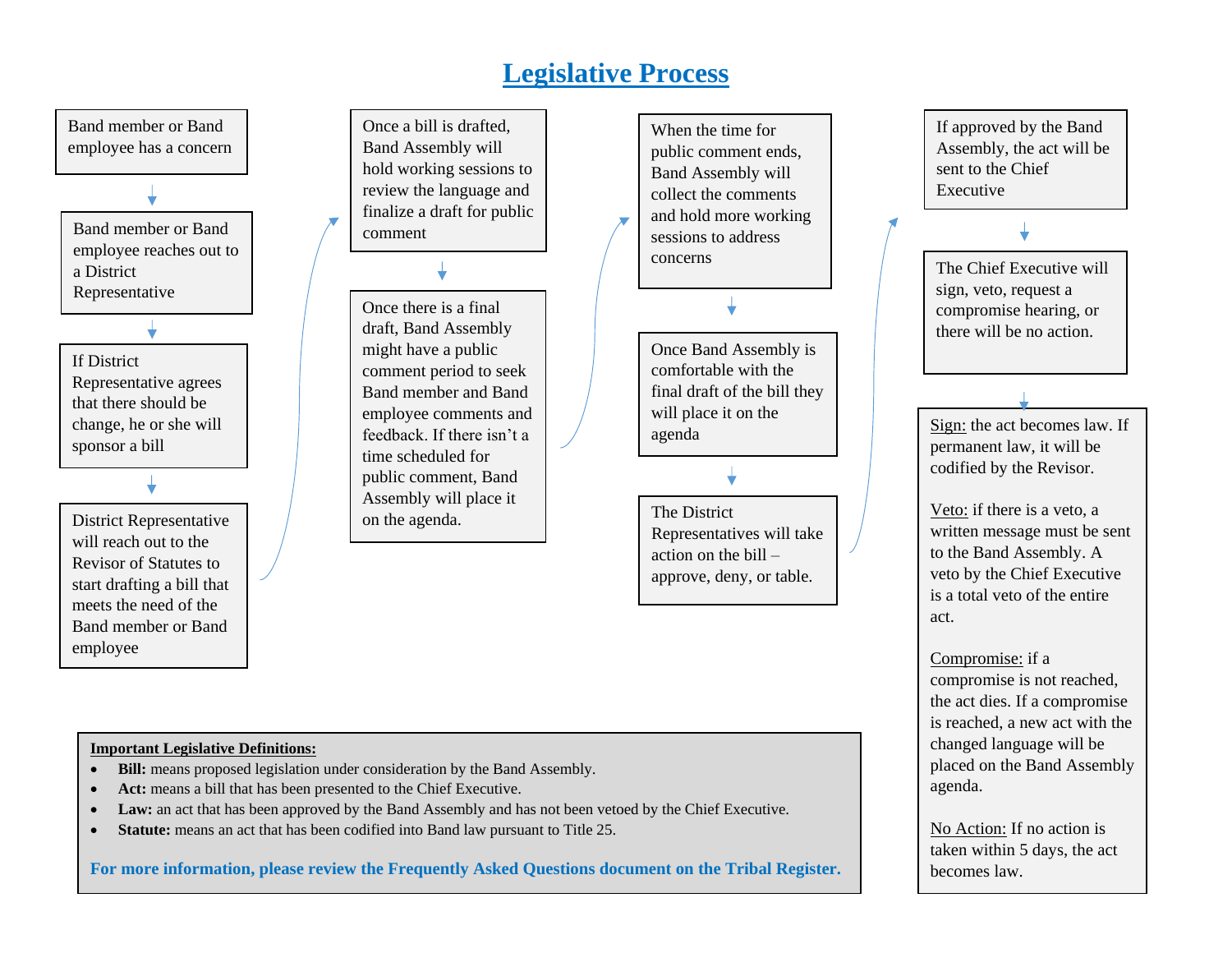# Legislative Process

Band member or Band employee has a concern

Band member or Band employee reaches out to a District Representative

If District Representative agrees that there should be change, he or she will sponsor a bill

District Representative will reach out to the Revisor of Statutes to start drafting a bill that meets the need of the Band member or Band employee

Once a bill is drafted, Band Assembly will hold working sessions to review the language and finalize a draft for public comment

Once there is a final draft, Band Assembly might have a public comment period to seek Band member and Band employee comments and feedback. If there isn't a time scheduled for public comment, Band Assembly will place it on the agenda.

When the time for public comment ends, Band Assembly will collect the comments and hold more working sessions to address concerns

Once Band Assembly is comfortable with the final draft of the bill they will place it on the agenda

The District Representatives will take action on the bill – approve, deny, or table.

If approved by the Band Assembly, the act will be sent to the Chief Executive

The Chief Executive will sign, veto, request a compromise hearing, or there will be no action.

Sign: the act becomes law. If permanent law, it will be codified by the Revisor.

Veto: if there is a veto, a written message must be sent to the Band Assembly. A veto by the Chief Executive is a total veto of the entire act.

Compromise: if a compromise is not reached, the act dies. If a compromise is reached, a new act with the changed language will be placed on the Band Assembly agenda.

No Action: If no action is taken within 5 days, the act becomes law.

**Important Legislative Definitions:**

- **Bill:** means proposed legislation under consideration by the Band Assembly.
- **Act:** means a bill that has been presented to the Chief Executive.
- **Law:** an act that has been approved by the Band Assembly and has not been vetoed by the Chief Executive.
- **Statute:** means an act that has been codified into Band law pursuant to Title 25.

**For more information, please review the Frequently Asked Questions document on the Tribal Register.**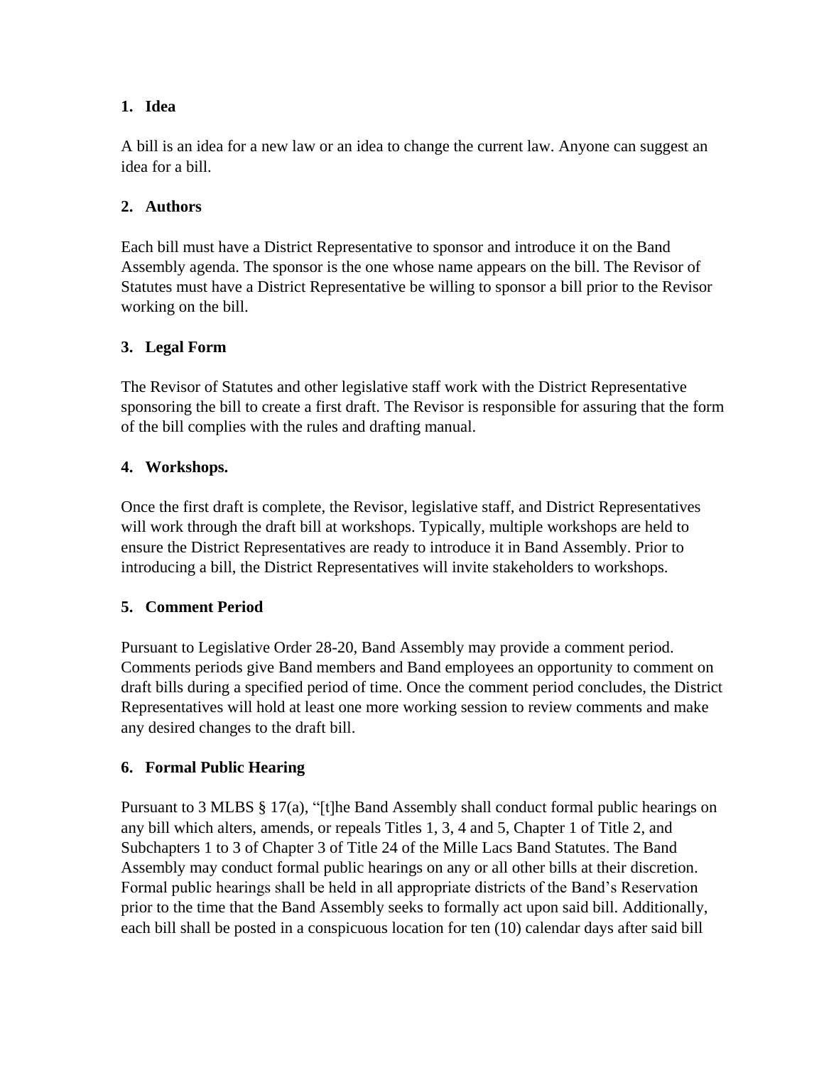**1. Idea**

A bill is an idea for a new law or an idea to change the current law. Anyone can suggest an idea for a bill.

**2. Authors**

Each bill must have a District Representative to sponsor and introduce it on the Band Assembly agenda. The sponsor is the one whose name appears on the bill. The Revisor of Statutes must have a District Representative be willing to sponsor a bill prior to the Revisor working on the bill.

**3. Legal Form**

The Revisor of Statutes and other legislative staff work with the District Representative sponsoring the bill to create a first draft. The Revisor is responsible for assuring that the form of the bill complies with the rules and drafting manual.

**4. Workshops.**

Once the first draft is complete, the Revisor, legislative staff, and District Representatives will work through the draft bill at workshops. Typically, multiple workshops are held to ensure the District Representatives are ready to introduce it in Band Assembly. Prior to introducing a bill, the District Representatives will invite stakeholders to workshops.

**5. Comment Period**

Pursuant to Legislative Order 28-20, Band Assembly may provide a comment period. Comments periods give Band members and Band employees an opportunity to comment on draft bills during a specified period of time. Once the comment period concludes, the District Representatives will hold at least one more working session to review comments and make any desired changes to the draft bill.

**6. Formal Public Hearing**

Pursuant to 3 MLBS § 17(a), "[t]he Band Assembly shall conduct formal public hearings on any bill which alters, amends, or repeals Titles 1, 3, 4 and 5, Chapter 1 of Title 2, and Subchapters 1 to 3 of Chapter 3 of Title 24 of the Mille Lacs Band Statutes. The Band Assembly may conduct formal public hearings on any or all other bills at their discretion. Formal public hearings shall be held in all appropriate districts of the Band's Reservation prior to the time that the Band Assembly seeks to formally act upon said bill. Additionally, each bill shall be posted in a conspicuous location for ten (10) calendar days after said bill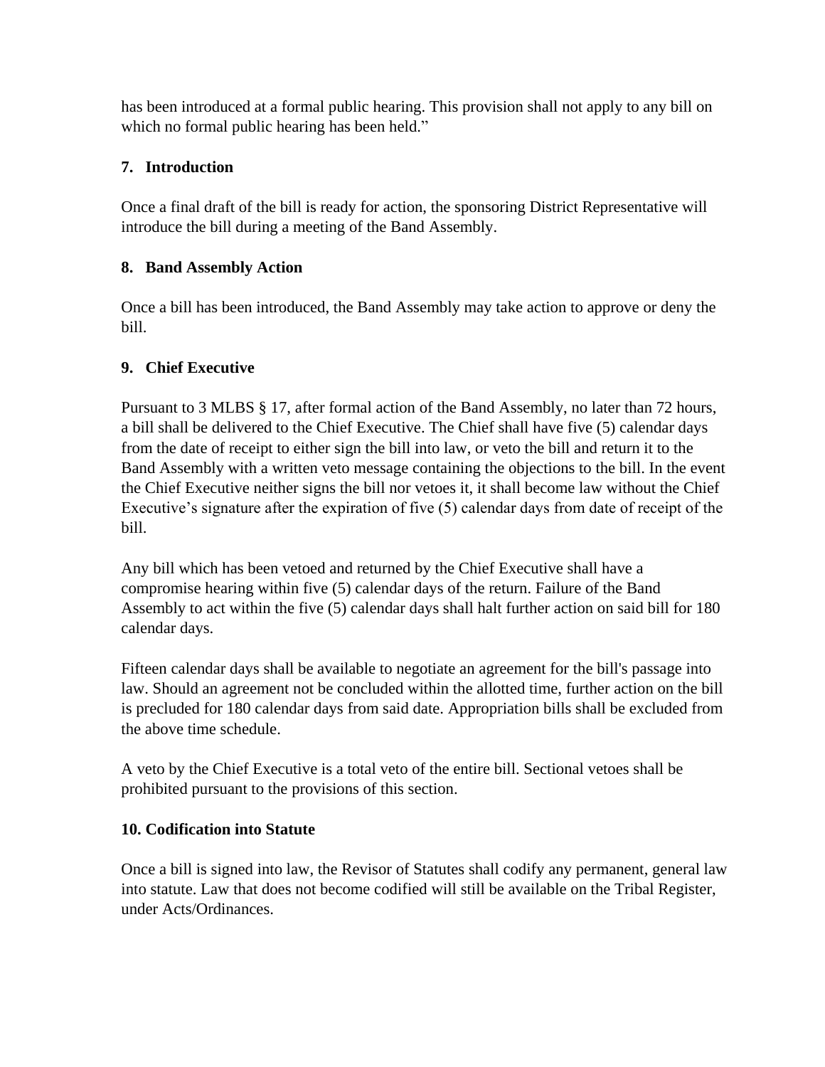has been introduced at a formal public hearing. This provision shall not apply to any bill on which no formal public hearing has been held."

**7. Introduction**

Once a final draft of the bill is ready for action, the sponsoring District Representative will introduce the bill during a meeting of the Band Assembly.

**8. Band Assembly Action**

Once a bill has been introduced, the Band Assembly may take action to approve or deny the bill.

**9. Chief Executive**

Pursuant to 3 MLBS § 17, after formal action of the Band Assembly, no later than 72 hours, a bill shall be delivered to the Chief Executive. The Chief shall have five (5) calendar days from the date of receipt to either sign the bill into law, or veto the bill and return it to the Band Assembly with a written veto message containing the objections to the bill. In the event the Chief Executive neither signs the bill nor vetoes it, it shall become law without the Chief Executive's signature after the expiration of five (5) calendar days from date of receipt of the bill.

Any bill which has been vetoed and returned by the Chief Executive shall have a compromise hearing within five (5) calendar days of the return. Failure of the Band Assembly to act within the five (5) calendar days shall halt further action on said bill for 180 calendar days.

Fifteen calendar days shall be available to negotiate an agreement for the bill's passage into law. Should an agreement not be concluded within the allotted time, further action on the bill is precluded for 180 calendar days from said date. Appropriation bills shall be excluded from the above time schedule.

A veto by the Chief Executive is a total veto of the entire bill. Sectional vetoes shall be prohibited pursuant to the provisions of this section.

**10. Codification into Statute**

Once a bill is signed into law, the Revisor of Statutes shall codify any permanent, general law into statute. Law that does not become codified will still be available on the Tribal Register, under Acts/Ordinances.